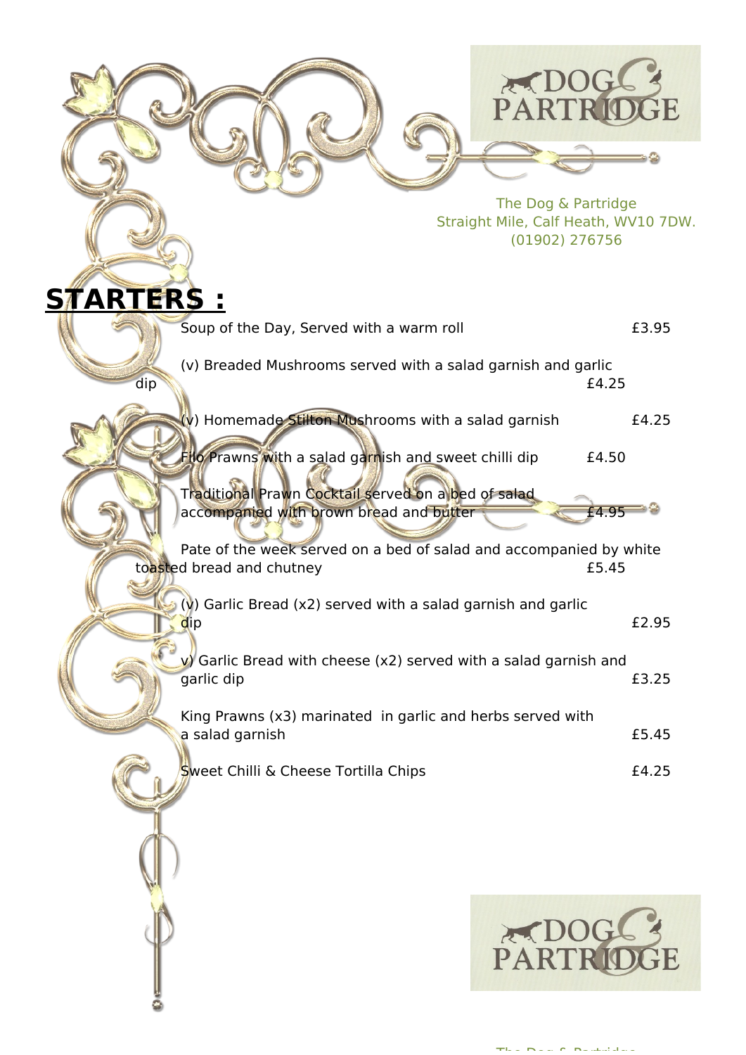The Dog & Partridge
Straight Mile, Calf Heath, WV10 7DW.
(01902) 276756

## STARTERS :

Soup of the Day, Served with a warm roll £3.95

(v) Breaded Mushrooms served with a salad garnish and garlic dip £4.25

(v) Homemade Stilton Mushrooms with a salad garnish £4.25

Filo Prawns with a salad garnish and sweet chilli dip £4.50

Traditional Prawn Cocktail served on a bed of salad accompanied with brown bread and butter £4.95

Pate of the week served on a bed of salad and accompanied by white toasted bread and chutney £5.45

(v) Garlic Bread (x2) served with a salad garnish and garlic dip £2.95

v) Garlic Bread with cheese (x2) served with a salad garnish and garlic dip £3.25

King Prawns (x3) marinated in garlic and herbs served with a salad garnish £5.45

Sweet Chilli & Cheese Tortilla Chips £4.25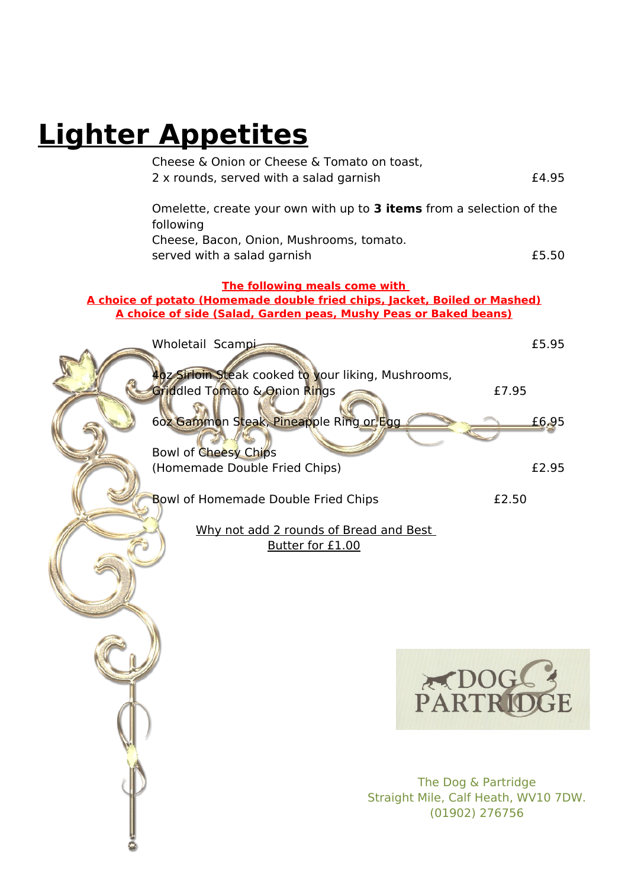# Lighter Appetites

Cheese & Onion or Cheese & Tomato on toast,
2 x rounds, served with a salad garnish £4.95

Omelette, create your own with up to **3 items** from a selection of the following
Cheese, Bacon, Onion, Mushrooms, tomato.
served with a salad garnish £5.50

**The following meals come with**
**A choice of potato (Homemade double fried chips, Jacket, Boiled or Mashed)**
**A choice of side (Salad, Garden peas, Mushy Peas or Baked beans)**

Wholetail Scampi £5.95

4oz Sirloin Steak cooked to your liking, Mushrooms, Griddled Tomato & Onion Rings £7.95

6oz Gammon Steak, Pineapple Ring or Egg £6.95

Bowl of Cheesy Chips
(Homemade Double Fried Chips) £2.95

Bowl of Homemade Double Fried Chips £2.50

Why not add 2 rounds of Bread and Best Butter for £1.00

DOG & PARTRIDGE

The Dog & Partridge
Straight Mile, Calf Heath, WV10 7DW.
(01902) 276756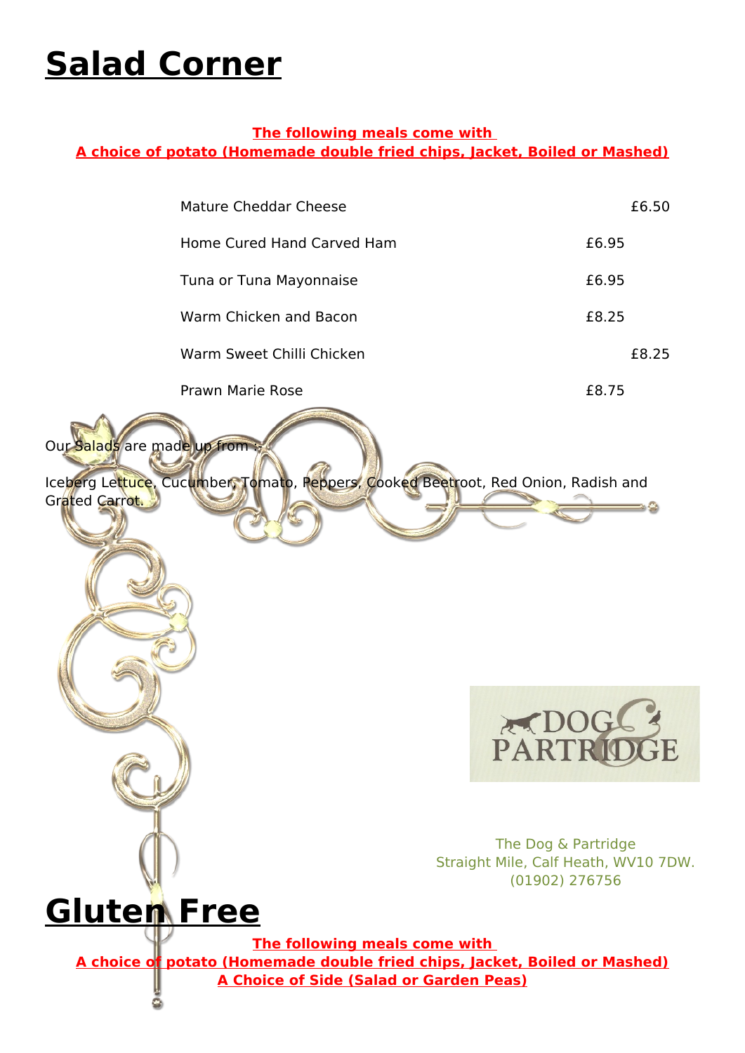# Salad Corner

**The following meals come with**
**A choice of potato (Homemade double fried chips, Jacket, Boiled or Mashed)**

| Item | Price |
| --- | --- |
| Mature Cheddar Cheese | £6.50 |
| Home Cured Hand Carved Ham | £6.95 |
| Tuna or Tuna Mayonnaise | £6.95 |
| Warm Chicken and Bacon | £8.25 |
| Warm Sweet Chilli Chicken | £8.25 |
| Prawn Marie Rose | £8.75 |

Our Salads are made up from :-

Iceberg Lettuce, Cucumber, Tomato, Peppers, Cooked Beetroot, Red Onion, Radish and Grated Carrot.

DOG & PARTRIDGE

The Dog & Partridge
Straight Mile, Calf Heath, WV10 7DW.
(01902) 276756

# Gluten Free

**The following meals come with**
**A choice of potato (Homemade double fried chips, Jacket, Boiled or Mashed)**
**A Choice of Side (Salad or Garden Peas)**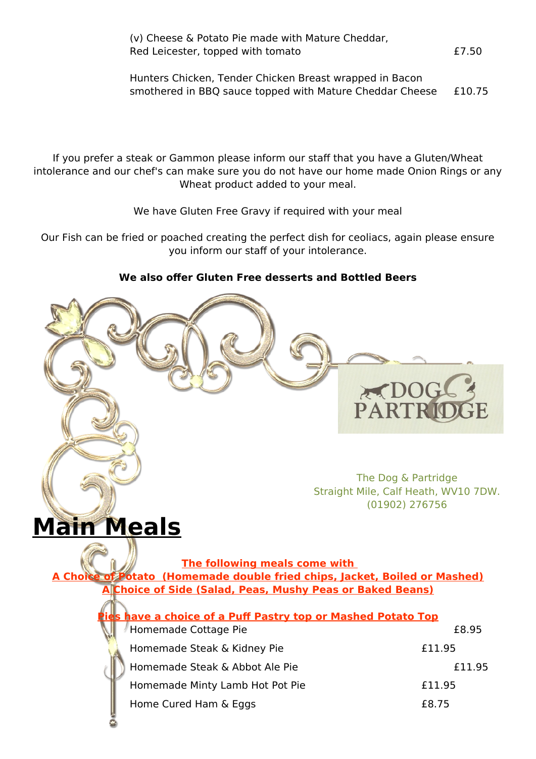(v) Cheese & Potato Pie made with Mature Cheddar, Red Leicester, topped with tomato £7.50

Hunters Chicken, Tender Chicken Breast wrapped in Bacon smothered in BBQ sauce topped with Mature Cheddar Cheese £10.75

If you prefer a steak or Gammon please inform our staff that you have a Gluten/Wheat intolerance and our chef's can make sure you do not have our home made Onion Rings or any Wheat product added to your meal.

We have Gluten Free Gravy if required with your meal

Our Fish can be fried or poached creating the perfect dish for ceoliacs, again please ensure you inform our staff of your intolerance.

**We also offer Gluten Free desserts and Bottled Beers**

DOG & PARTRIDGE

The Dog & Partridge
Straight Mile, Calf Heath, WV10 7DW.
(01902) 276756

# Main Meals

**The following meals come with**
**A Choice of Potato (Homemade double fried chips, Jacket, Boiled or Mashed)**
**A Choice of Side (Salad, Peas, Mushy Peas or Baked Beans)**

**Pies have a choice of a Puff Pastry top or Mashed Potato Top**

| Item | Price |
|---|---|
| Homemade Cottage Pie | £8.95 |
| Homemade Steak & Kidney Pie | £11.95 |
| Homemade Steak & Abbot Ale Pie | £11.95 |
| Homemade Minty Lamb Hot Pot Pie | £11.95 |
| Home Cured Ham & Eggs | £8.75 |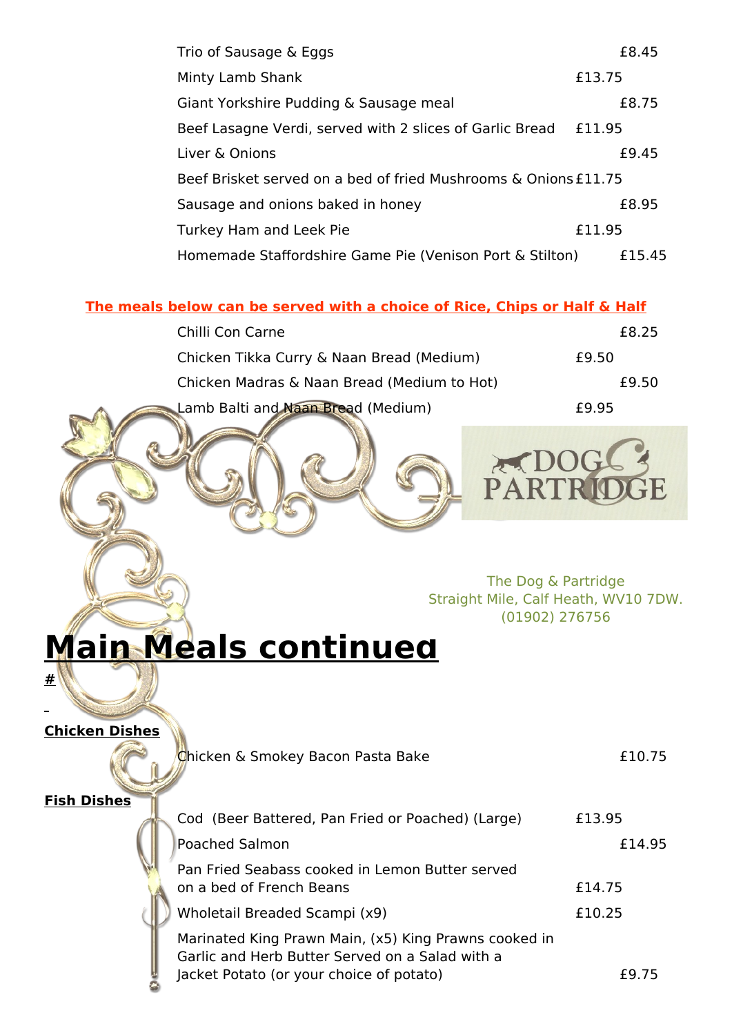| | |
|---|---|
| Trio of Sausage & Eggs | £8.45 |
| Minty Lamb Shank | £13.75 |
| Giant Yorkshire Pudding & Sausage meal | £8.75 |
| Beef Lasagne Verdi, served with 2 slices of Garlic Bread | £11.95 |
| Liver & Onions | £9.45 |
| Beef Brisket served on a bed of fried Mushrooms & Onions | £11.75 |
| Sausage and onions baked in honey | £8.95 |
| Turkey Ham and Leek Pie | £11.95 |
| Homemade Staffordshire Game Pie (Venison Port & Stilton) | £15.45 |

**The meals below can be served with a choice of Rice, Chips or Half & Half**

| | |
|---|---|
| Chilli Con Carne | £8.25 |
| Chicken Tikka Curry & Naan Bread (Medium) | £9.50 |
| Chicken Madras & Naan Bread (Medium to Hot) | £9.50 |
| Lamb Balti and Naan Bread (Medium) | £9.95 |

DOG & PARTRIDGE

The Dog & Partridge
Straight Mile, Calf Heath, WV10 7DW.
(01902) 276756

# Main Meals continued

**#**

**Chicken Dishes**

| | |
|---|---|
| Chicken & Smokey Bacon Pasta Bake | £10.75 |

**Fish Dishes**

| | |
|---|---|
| Cod (Beer Battered, Pan Fried or Poached) (Large) | £13.95 |
| Poached Salmon | £14.95 |
| Pan Fried Seabass cooked in Lemon Butter served on a bed of French Beans | £14.75 |
| Wholetail Breaded Scampi (x9) | £10.25 |
| Marinated King Prawn Main, (x5) King Prawns cooked in Garlic and Herb Butter Served on a Salad with a Jacket Potato (or your choice of potato) | £9.75 |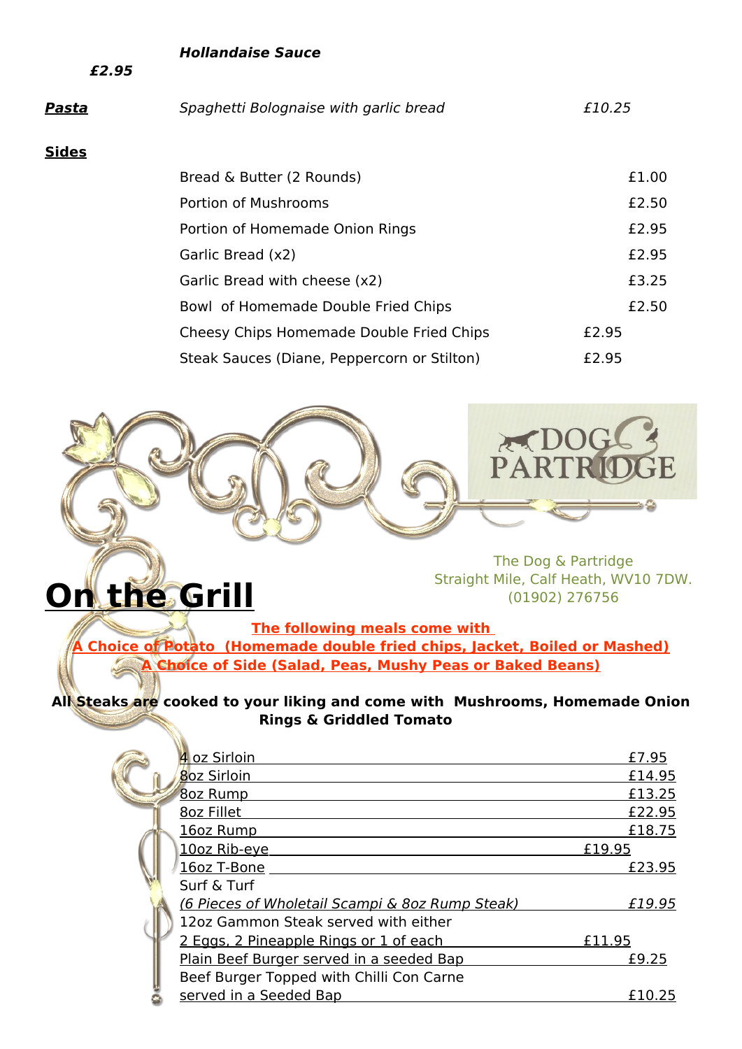***Hollandaise Sauce***

***£2.95***

| | | |
|---|---|---|
| ***Pasta*** | *Spaghetti Bolognaise with garlic bread* | *£10.25* |

**Sides**

| Item | Price |
|---|---|
| Bread & Butter (2 Rounds) | £1.00 |
| Portion of Mushrooms | £2.50 |
| Portion of Homemade Onion Rings | £2.95 |
| Garlic Bread (x2) | £2.95 |
| Garlic Bread with cheese (x2) | £3.25 |
| Bowl of Homemade Double Fried Chips | £2.50 |
| Cheesy Chips Homemade Double Fried Chips | £2.95 |
| Steak Sauces (Diane, Peppercorn or Stilton) | £2.95 |

DOG & PARTRIDGE

The Dog & Partridge
Straight Mile, Calf Heath, WV10 7DW.
(01902) 276756

# On the Grill

**The following meals come with**
**A Choice of Potato (Homemade double fried chips, Jacket, Boiled or Mashed)**
**A Choice of Side (Salad, Peas, Mushy Peas or Baked Beans)**

**All Steaks are cooked to your liking and come with Mushrooms, Homemade Onion Rings & Griddled Tomato**

| Item | Price |
|---|---|
| 4 oz Sirloin | £7.95 |
| 8oz Sirloin | £14.95 |
| 8oz Rump | £13.25 |
| 8oz Fillet | £22.95 |
| 16oz Rump | £18.75 |
| 10oz Rib-eye | £19.95 |
| 16oz T-Bone | £23.95 |
| Surf & Turf *(6 Pieces of Wholetail Scampi & 8oz Rump Steak)* | *£19.95* |
| 12oz Gammon Steak served with either 2 Eggs, 2 Pineapple Rings or 1 of each | £11.95 |
| Plain Beef Burger served in a seeded Bap | £9.25 |
| Beef Burger Topped with Chilli Con Carne served in a Seeded Bap | £10.25 |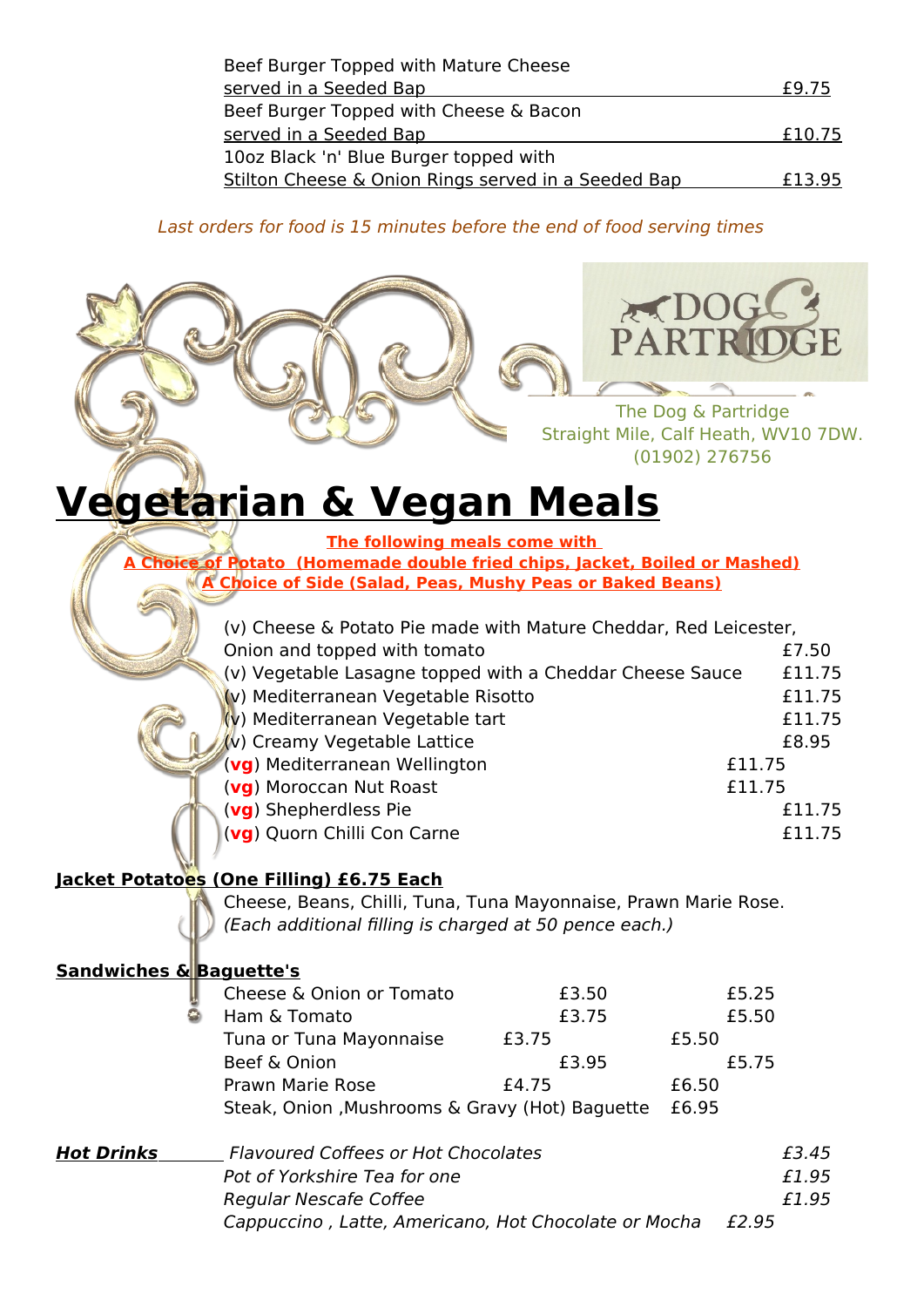| | |
|---|---|
| Beef Burger Topped with Mature Cheese served in a Seeded Bap | £9.75 |
| Beef Burger Topped with Cheese & Bacon served in a Seeded Bap | £10.75 |
| 10oz Black 'n' Blue Burger topped with Stilton Cheese & Onion Rings served in a Seeded Bap | £13.95 |

*Last orders for food is 15 minutes before the end of food serving times*

The Dog & Partridge
Straight Mile, Calf Heath, WV10 7DW.
(01902) 276756

# Vegetarian & Vegan Meals

**The following meals come with**
**A Choice of Potato (Homemade double fried chips, Jacket, Boiled or Mashed)**
**A Choice of Side (Salad, Peas, Mushy Peas or Baked Beans)**

| | |
|---|---|
| (v) Cheese & Potato Pie made with Mature Cheddar, Red Leicester, Onion and topped with tomato | £7.50 |
| (v) Vegetable Lasagne topped with a Cheddar Cheese Sauce | £11.75 |
| (v) Mediterranean Vegetable Risotto | £11.75 |
| (v) Mediterranean Vegetable tart | £11.75 |
| (v) Creamy Vegetable Lattice | £8.95 |
| (**vg**) Mediterranean Wellington | £11.75 |
| (**vg**) Moroccan Nut Roast | £11.75 |
| (**vg**) Shepherdless Pie | £11.75 |
| (**vg**) Quorn Chilli Con Carne | £11.75 |

**Jacket Potatoes (One Filling) £6.75 Each**

Cheese, Beans, Chilli, Tuna, Tuna Mayonnaise, Prawn Marie Rose.
*(Each additional filling is charged at 50 pence each.)*

**Sandwiches & Baguette's**

| | | |
|---|---|---|
| Cheese & Onion or Tomato | £3.50 | £5.25 |
| Ham & Tomato | £3.75 | £5.50 |
| Tuna or Tuna Mayonnaise | £3.75 | £5.50 |
| Beef & Onion | £3.95 | £5.75 |
| Prawn Marie Rose | £4.75 | £6.50 |
| Steak, Onion ,Mushrooms & Gravy (Hot) Baguette | | £6.95 |

***Hot Drinks***

| | |
|---|---|
| *Flavoured Coffees or Hot Chocolates* | *£3.45* |
| *Pot of Yorkshire Tea for one* | *£1.95* |
| *Regular Nescafe Coffee* | *£1.95* |
| *Cappuccino , Latte, Americano, Hot Chocolate or Mocha* | *£2.95* |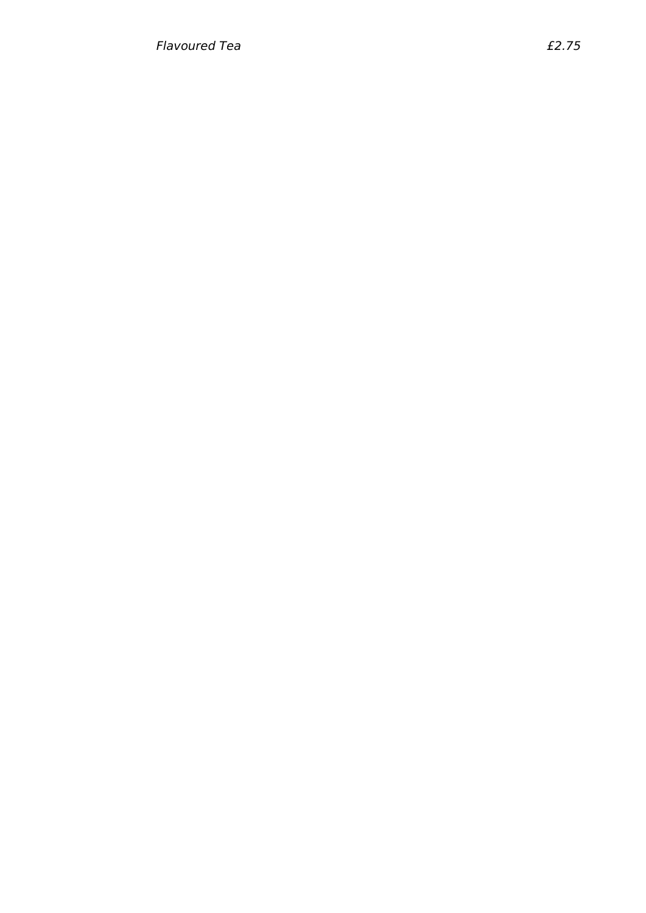*Flavoured Tea* *£2.75*